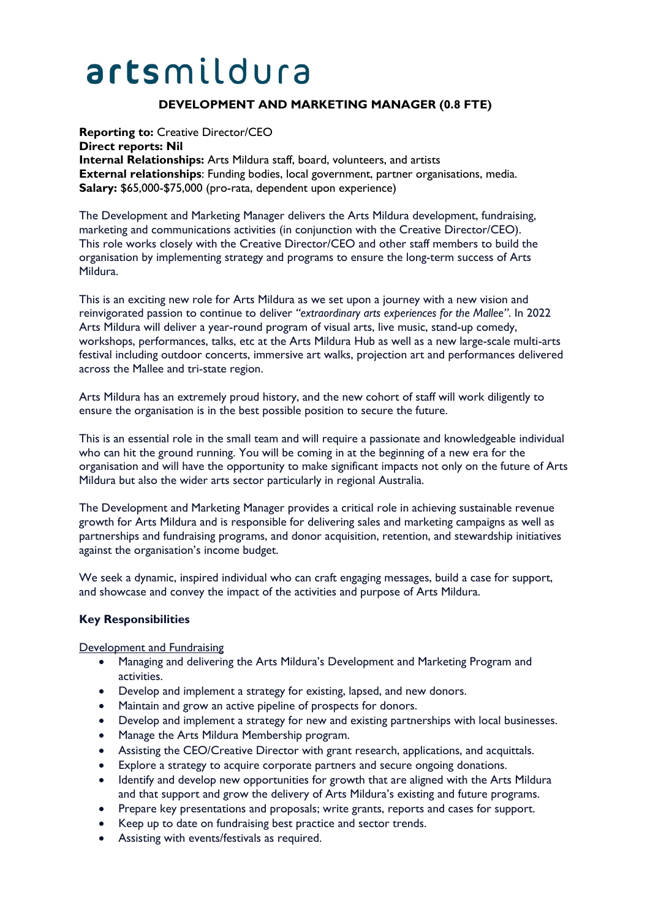# artsmildura

## DEVELOPMENT AND MARKETING MANAGER (0.8 FTE)

**Reporting to:** Creative Director/CEO
**Direct reports: Nil**
**Internal Relationships:** Arts Mildura staff, board, volunteers, and artists
**External relationships**: Funding bodies, local government, partner organisations, media.
**Salary:** $65,000-$75,000 (pro-rata, dependent upon experience)

The Development and Marketing Manager delivers the Arts Mildura development, fundraising, marketing and communications activities (in conjunction with the Creative Director/CEO). This role works closely with the Creative Director/CEO and other staff members to build the organisation by implementing strategy and programs to ensure the long-term success of Arts Mildura.

This is an exciting new role for Arts Mildura as we set upon a journey with a new vision and reinvigorated passion to continue to deliver *"extraordinary arts experiences for the Mallee"*. In 2022 Arts Mildura will deliver a year-round program of visual arts, live music, stand-up comedy, workshops, performances, talks, etc at the Arts Mildura Hub as well as a new large-scale multi-arts festival including outdoor concerts, immersive art walks, projection art and performances delivered across the Mallee and tri-state region.

Arts Mildura has an extremely proud history, and the new cohort of staff will work diligently to ensure the organisation is in the best possible position to secure the future.

This is an essential role in the small team and will require a passionate and knowledgeable individual who can hit the ground running. You will be coming in at the beginning of a new era for the organisation and will have the opportunity to make significant impacts not only on the future of Arts Mildura but also the wider arts sector particularly in regional Australia.

The Development and Marketing Manager provides a critical role in achieving sustainable revenue growth for Arts Mildura and is responsible for delivering sales and marketing campaigns as well as partnerships and fundraising programs, and donor acquisition, retention, and stewardship initiatives against the organisation's income budget.

We seek a dynamic, inspired individual who can craft engaging messages, build a case for support, and showcase and convey the impact of the activities and purpose of Arts Mildura.

### Key Responsibilities

<u>Development and Fundraising</u>

- Managing and delivering the Arts Mildura's Development and Marketing Program and activities.
- Develop and implement a strategy for existing, lapsed, and new donors.
- Maintain and grow an active pipeline of prospects for donors.
- Develop and implement a strategy for new and existing partnerships with local businesses.
- Manage the Arts Mildura Membership program.
- Assisting the CEO/Creative Director with grant research, applications, and acquittals.
- Explore a strategy to acquire corporate partners and secure ongoing donations.
- Identify and develop new opportunities for growth that are aligned with the Arts Mildura and that support and grow the delivery of Arts Mildura's existing and future programs.
- Prepare key presentations and proposals; write grants, reports and cases for support.
- Keep up to date on fundraising best practice and sector trends.
- Assisting with events/festivals as required.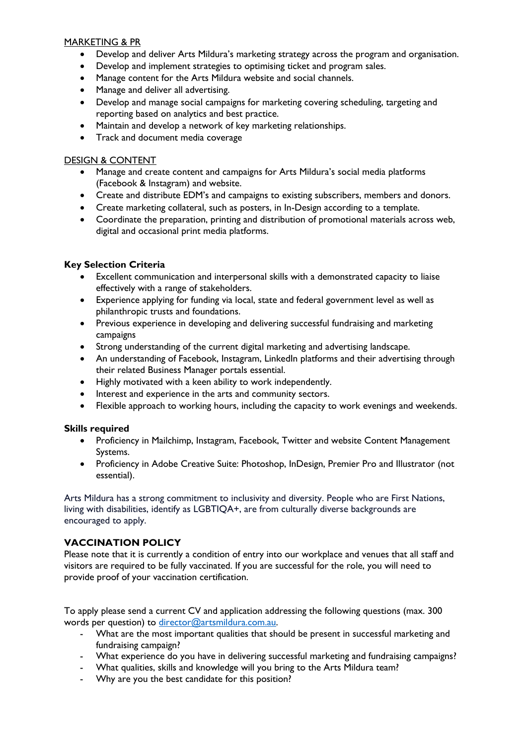MARKETING & PR

- Develop and deliver Arts Mildura's marketing strategy across the program and organisation.
- Develop and implement strategies to optimising ticket and program sales.
- Manage content for the Arts Mildura website and social channels.
- Manage and deliver all advertising.
- Develop and manage social campaigns for marketing covering scheduling, targeting and reporting based on analytics and best practice.
- Maintain and develop a network of key marketing relationships.
- Track and document media coverage

DESIGN & CONTENT

- Manage and create content and campaigns for Arts Mildura's social media platforms (Facebook & Instagram) and website.
- Create and distribute EDM's and campaigns to existing subscribers, members and donors.
- Create marketing collateral, such as posters, in In-Design according to a template.
- Coordinate the preparation, printing and distribution of promotional materials across web, digital and occasional print media platforms.

**Key Selection Criteria**

- Excellent communication and interpersonal skills with a demonstrated capacity to liaise effectively with a range of stakeholders.
- Experience applying for funding via local, state and federal government level as well as philanthropic trusts and foundations.
- Previous experience in developing and delivering successful fundraising and marketing campaigns
- Strong understanding of the current digital marketing and advertising landscape.
- An understanding of Facebook, Instagram, LinkedIn platforms and their advertising through their related Business Manager portals essential.
- Highly motivated with a keen ability to work independently.
- Interest and experience in the arts and community sectors.
- Flexible approach to working hours, including the capacity to work evenings and weekends.

**Skills required**

- Proficiency in Mailchimp, Instagram, Facebook, Twitter and website Content Management Systems.
- Proficiency in Adobe Creative Suite: Photoshop, InDesign, Premier Pro and Illustrator (not essential).

Arts Mildura has a strong commitment to inclusivity and diversity. People who are First Nations, living with disabilities, identify as LGBTIQA+, are from culturally diverse backgrounds are encouraged to apply.

**VACCINATION POLICY**

Please note that it is currently a condition of entry into our workplace and venues that all staff and visitors are required to be fully vaccinated. If you are successful for the role, you will need to provide proof of your vaccination certification.

To apply please send a current CV and application addressing the following questions (max. 300 words per question) to director@artsmildura.com.au.

- What are the most important qualities that should be present in successful marketing and fundraising campaign?
- What experience do you have in delivering successful marketing and fundraising campaigns?
- What qualities, skills and knowledge will you bring to the Arts Mildura team?
- Why are you the best candidate for this position?